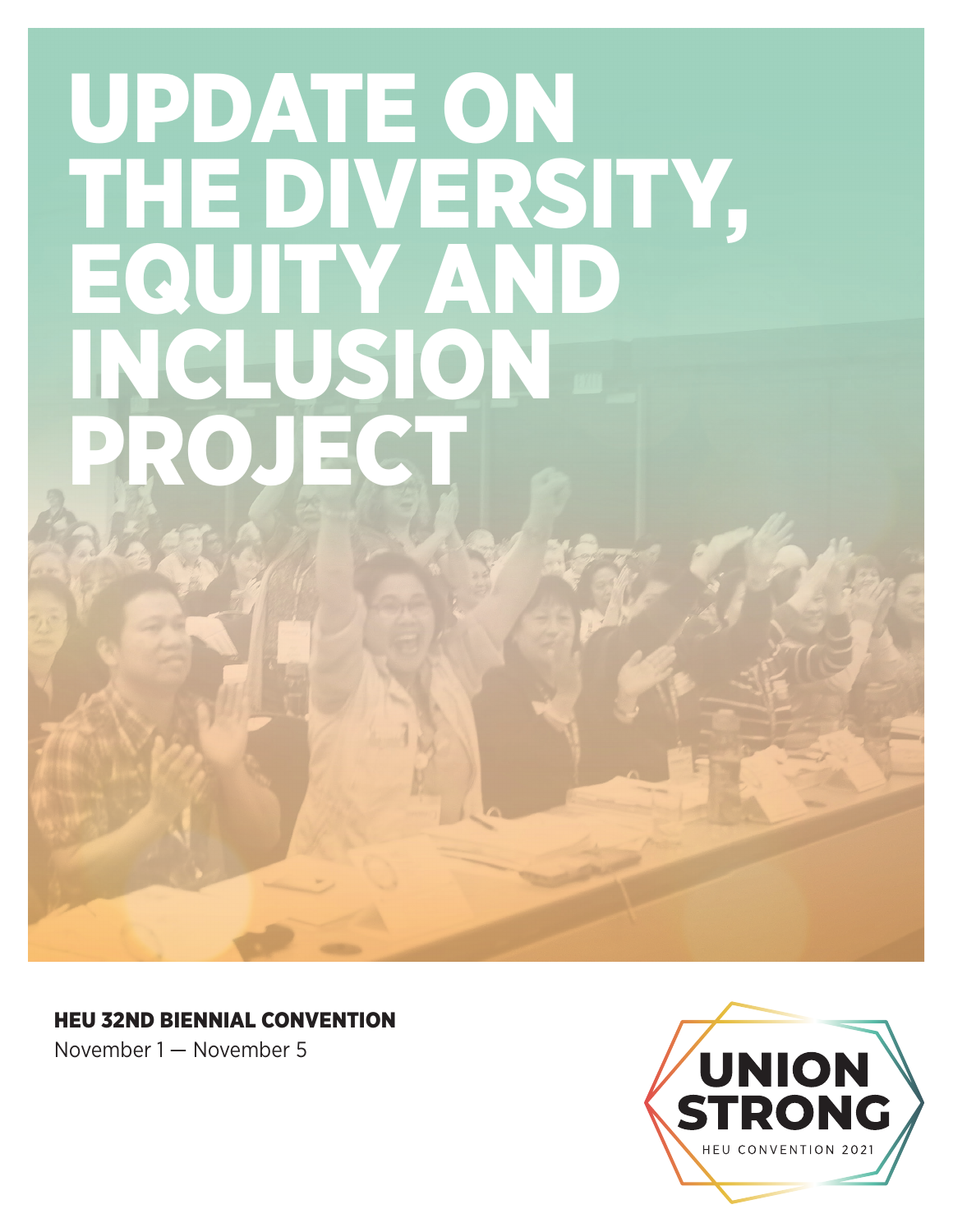# UPDATE ON THE DIVERSITY, EQUITY AND INCLUSION PROJECT

**HEU 32ND BIENNIAL CONVENTION**

November 1 — November 5

UNION STRONG

HEU CONVENTION 2021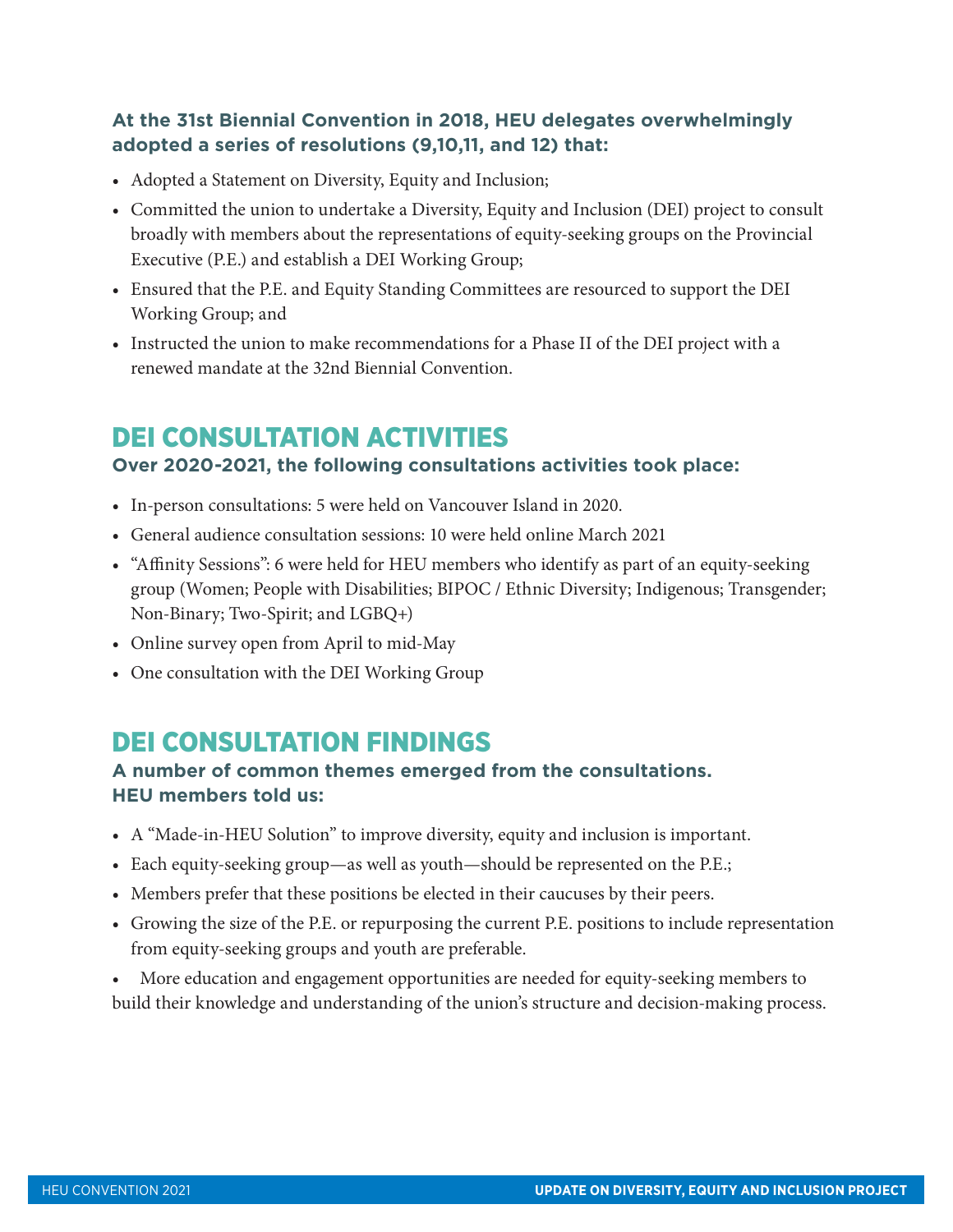**At the 31st Biennial Convention in 2018, HEU delegates overwhelmingly adopted a series of resolutions (9,10,11, and 12) that:**

- Adopted a Statement on Diversity, Equity and Inclusion;
- Committed the union to undertake a Diversity, Equity and Inclusion (DEI) project to consult broadly with members about the representations of equity-seeking groups on the Provincial Executive (P.E.) and establish a DEI Working Group;
- Ensured that the P.E. and Equity Standing Committees are resourced to support the DEI Working Group; and
- Instructed the union to make recommendations for a Phase II of the DEI project with a renewed mandate at the 32nd Biennial Convention.

## DEI CONSULTATION ACTIVITIES

**Over 2020-2021, the following consultations activities took place:**

- In-person consultations: 5 were held on Vancouver Island in 2020.
- General audience consultation sessions: 10 were held online March 2021
- "Affinity Sessions": 6 were held for HEU members who identify as part of an equity-seeking group (Women; People with Disabilities; BIPOC / Ethnic Diversity; Indigenous; Transgender; Non-Binary; Two-Spirit; and LGBQ+)
- Online survey open from April to mid-May
- One consultation with the DEI Working Group

## DEI CONSULTATION FINDINGS

**A number of common themes emerged from the consultations. HEU members told us:**

- A "Made-in-HEU Solution" to improve diversity, equity and inclusion is important.
- Each equity-seeking group—as well as youth—should be represented on the P.E.;
- Members prefer that these positions be elected in their caucuses by their peers.
- Growing the size of the P.E. or repurposing the current P.E. positions to include representation from equity-seeking groups and youth are preferable.
- More education and engagement opportunities are needed for equity-seeking members to build their knowledge and understanding of the union's structure and decision-making process.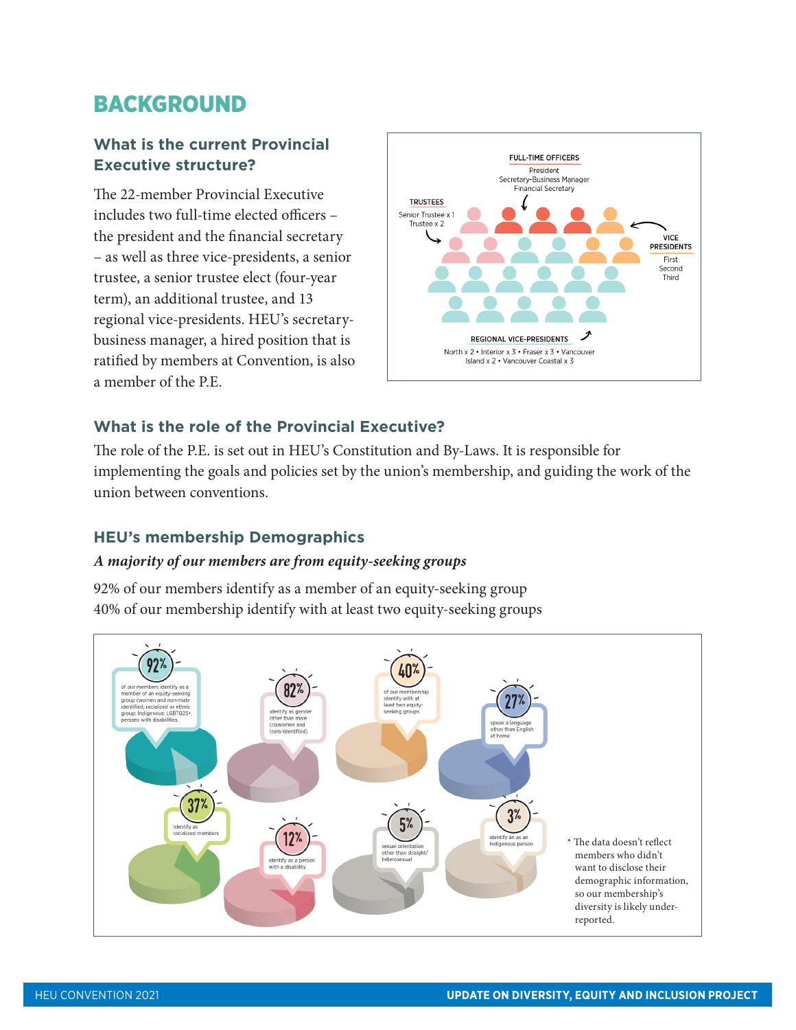# BACKGROUND

### What is the current Provincial Executive structure?

The 22-member Provincial Executive includes two full-time elected officers – the president and the financial secretary – as well as three vice-presidents, a senior trustee, a senior trustee elect (four-year term), an additional trustee, and 13 regional vice-presidents. HEU's secretary-business manager, a hired position that is ratified by members at Convention, is also a member of the P.E.

**FULL-TIME OFFICERS**
President
Secretary-Business Manager
Financial Secretary

**TRUSTEES**
Senior Trustee x 1
Trustee x 2

**VICE PRESIDENTS**
First
Second
Third

**REGIONAL VICE-PRESIDENTS**
North x 2 • Interior x 3 • Fraser x 3 • Vancouver Island x 2 • Vancouver Coastal x 3

### What is the role of the Provincial Executive?

The role of the P.E. is set out in HEU's Constitution and By-Laws. It is responsible for implementing the goals and policies set by the union's membership, and guiding the work of the union between conventions.

### HEU's membership Demographics

***A majority of our members are from equity-seeking groups***

92% of our members identify as a member of an equity-seeking group
40% of our membership identify with at least two equity-seeking groups

- **92%** of our members identify as a member of an equity-seeking group (women and non-male identified; racialized or ethnic group; Indigenous; LGBTQ2S+, persons with disabilities.
- **82%** identify as gender other than male (ciswomen and trans-identified)
- **40%** of our membership identify with at least two equity-seeking groups
- **27%** speak a language other than English at home
- **37%** identify as racialized members
- **12%** identify as a person with a disability
- **5%** sexual orientation other than straight/heterosexual
- **3%** identify an as an Indigenous person

\* The data doesn't reflect members who didn't want to disclose their demographic information, so our membership's diversity is likely under-reported.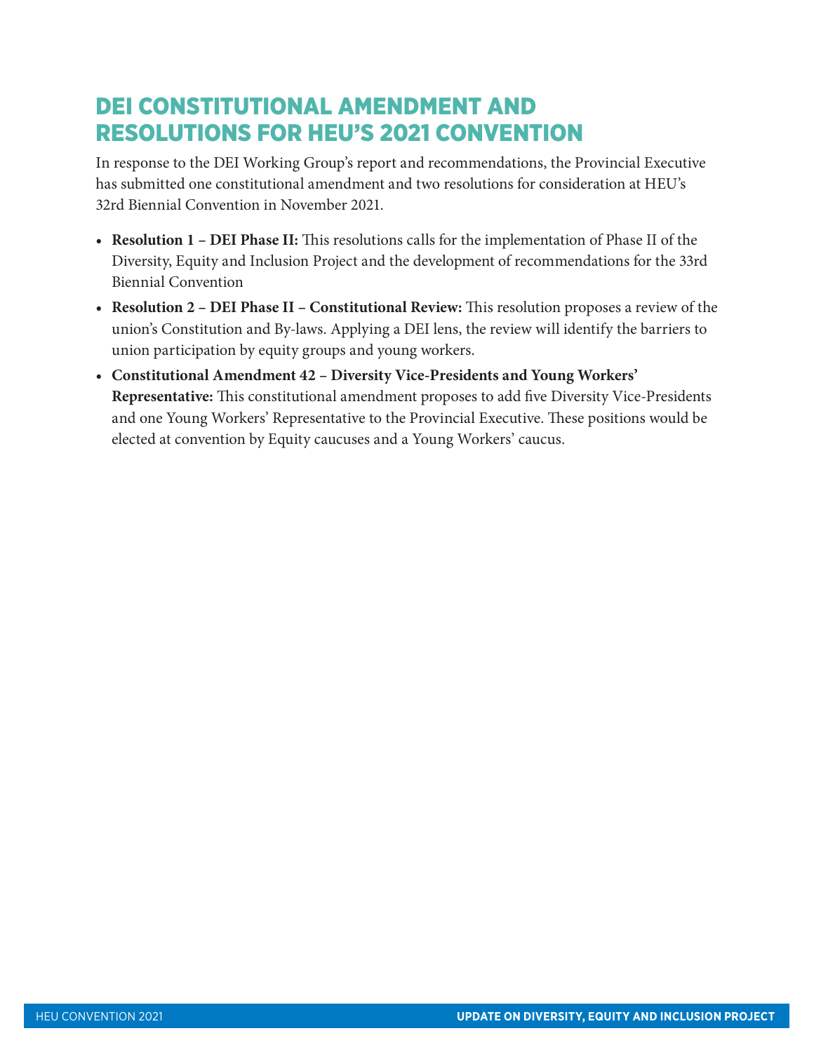# DEI CONSTITUTIONAL AMENDMENT AND RESOLUTIONS FOR HEU'S 2021 CONVENTION

In response to the DEI Working Group's report and recommendations, the Provincial Executive has submitted one constitutional amendment and two resolutions for consideration at HEU's 32rd Biennial Convention in November 2021.

- **Resolution 1 – DEI Phase II:** This resolutions calls for the implementation of Phase II of the Diversity, Equity and Inclusion Project and the development of recommendations for the 33rd Biennial Convention
- **Resolution 2 – DEI Phase II – Constitutional Review:** This resolution proposes a review of the union's Constitution and By-laws. Applying a DEI lens, the review will identify the barriers to union participation by equity groups and young workers.
- **Constitutional Amendment 42 – Diversity Vice-Presidents and Young Workers' Representative:** This constitutional amendment proposes to add five Diversity Vice-Presidents and one Young Workers' Representative to the Provincial Executive. These positions would be elected at convention by Equity caucuses and a Young Workers' caucus.